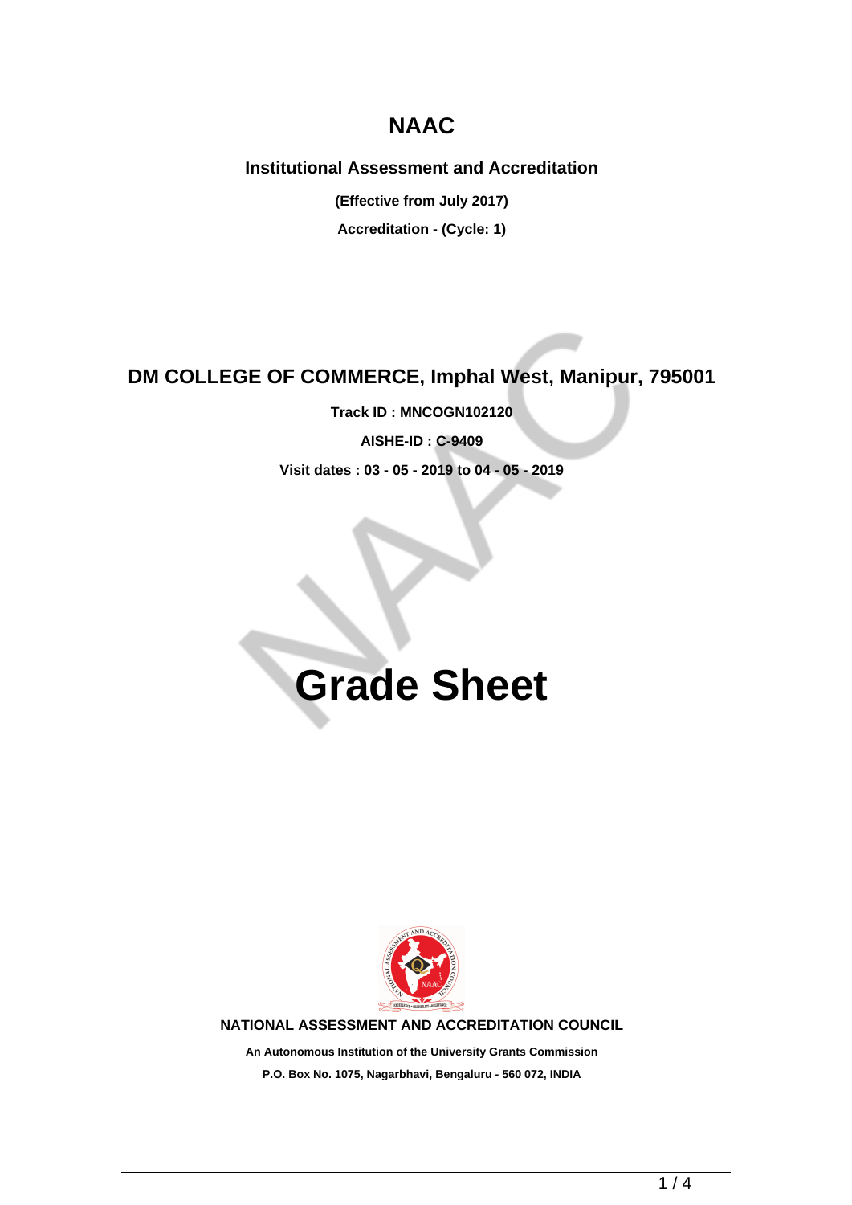# NAAC

## Institutional Assessment and Accreditation

**(Effective from July 2017)**

**Accreditation - (Cycle: 1)**

## DM COLLEGE OF COMMERCE, Imphal West, Manipur, 795001

**Track ID : MNCOGN102120**

**AISHE-ID : C-9409**

**Visit dates : 03 - 05 - 2019 to 04 - 05 - 2019**

# Grade Sheet

**NATIONAL ASSESSMENT AND ACCREDITATION COUNCIL**

**An Autonomous Institution of the University Grants Commission**

**P.O. Box No. 1075, Nagarbhavi, Bengaluru - 560 072, INDIA**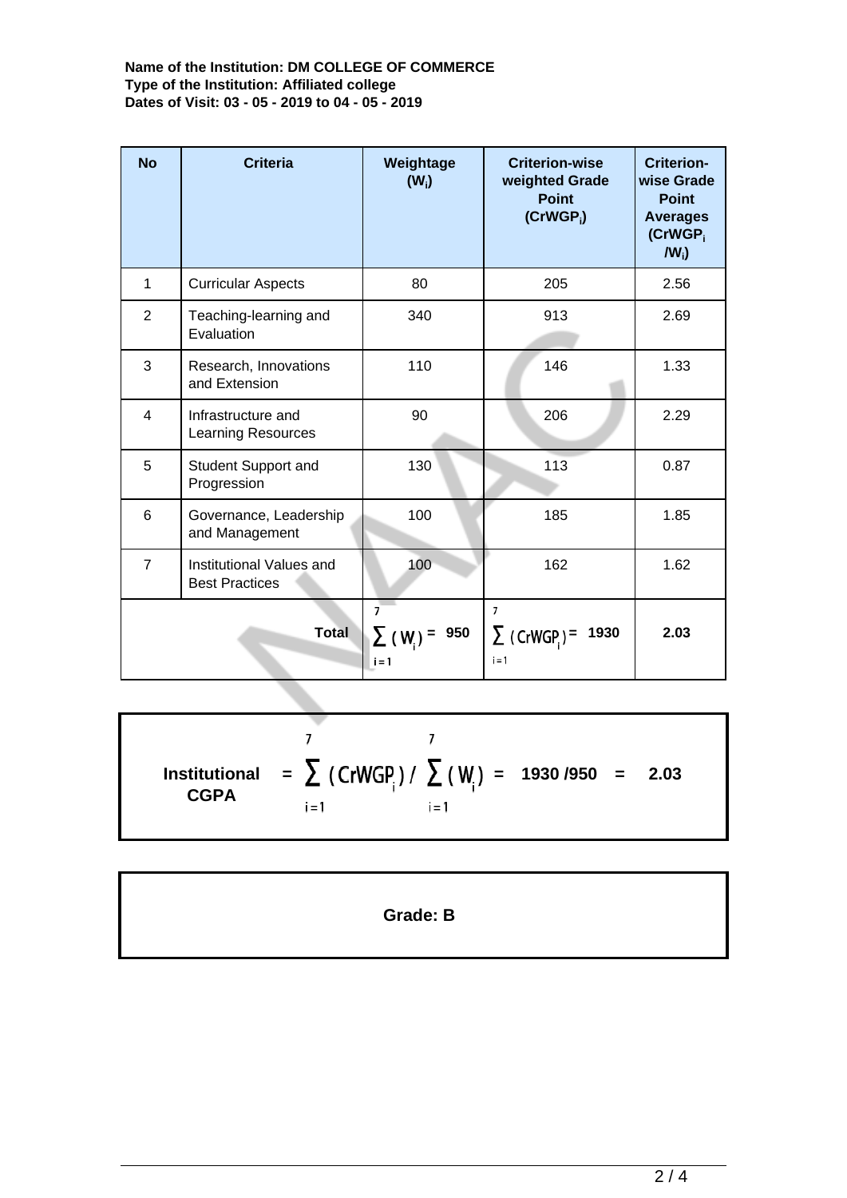**Name of the Institution: DM COLLEGE OF COMMERCE**
**Type of the Institution: Affiliated college**
**Dates of Visit: 03 - 05 - 2019 to 04 - 05 - 2019**

| No | Criteria | Weightage ($W_i$) | Criterion-wise weighted Grade Point ($CrWGP_i$) | Criterion-wise Grade Point Averages ($CrWGP_i / W_i$) |
|---|---|---|---|---|
| 1 | Curricular Aspects | 80 | 205 | 2.56 |
| 2 | Teaching-learning and Evaluation | 340 | 913 | 2.69 |
| 3 | Research, Innovations and Extension | 110 | 146 | 1.33 |
| 4 | Infrastructure and Learning Resources | 90 | 206 | 2.29 |
| 5 | Student Support and Progression | 130 | 113 | 0.87 |
| 6 | Governance, Leadership and Management | 100 | 185 | 1.85 |
| 7 | Institutional Values and Best Practices | 100 | 162 | 1.62 |
| | **Total** | $\sum_{i=1}^{7} (W_i) =$ **950** | $\sum_{i=1}^{7} (CrWGP_i) =$ **1930** | **2.03** |

$$\textbf{Institutional CGPA} = \sum_{i=1}^{7} (CrWGP_i) \Big/ \sum_{i=1}^{7} (W_i) = 1930/950 = 2.03$$

**Grade: B**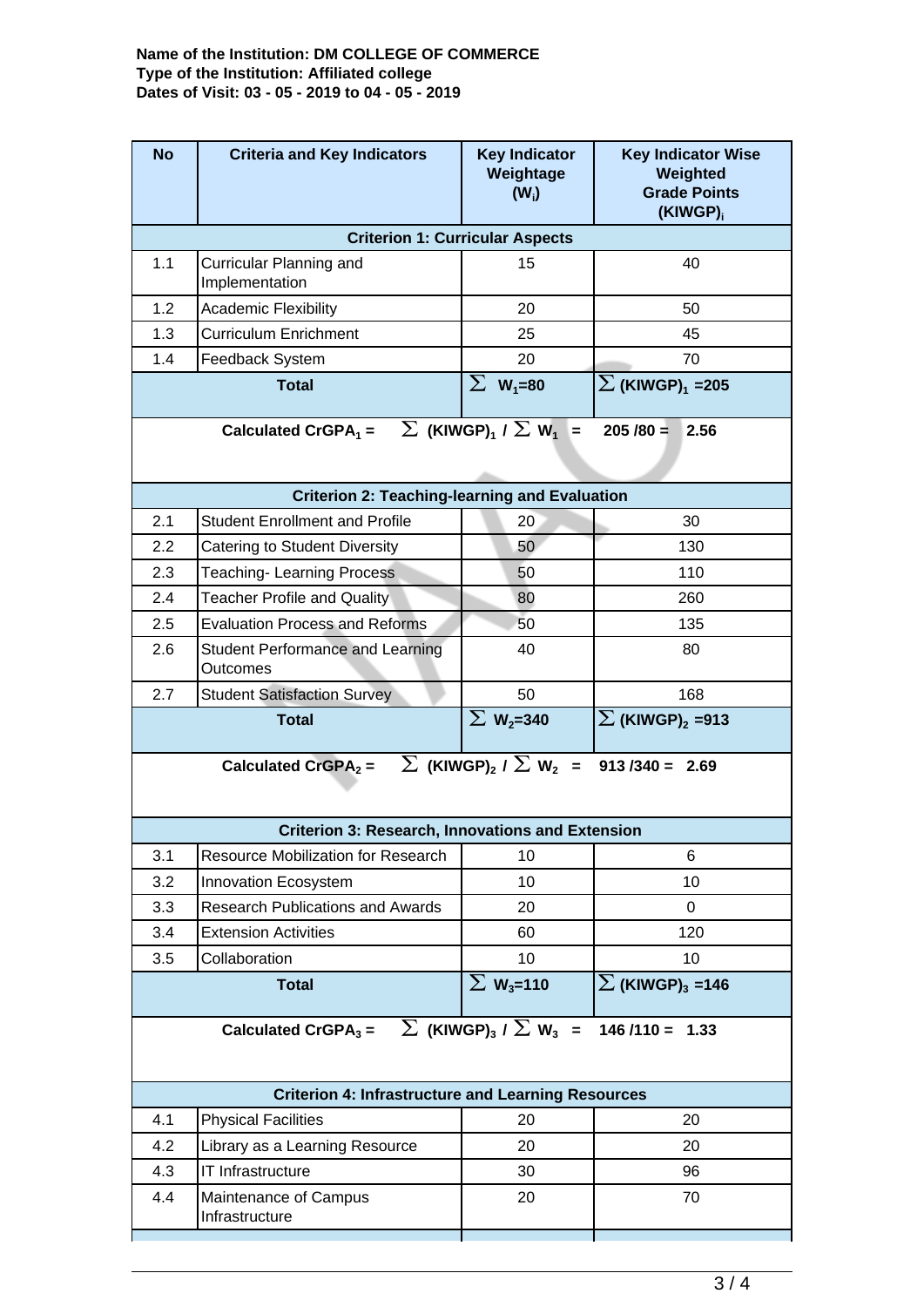**Name of the Institution: DM COLLEGE OF COMMERCE**
**Type of the Institution: Affiliated college**
**Dates of Visit: 03 - 05 - 2019 to 04 - 05 - 2019**

| No | Criteria and Key Indicators | Key Indicator Weightage ($W_i$) | Key Indicator Wise Weighted Grade Points $(KIWGP)_i$ |
|---|---|---|---|
| **Criterion 1: Curricular Aspects** | | | |
| 1.1 | Curricular Planning and Implementation | 15 | 40 |
| 1.2 | Academic Flexibility | 20 | 50 |
| 1.3 | Curriculum Enrichment | 25 | 45 |
| 1.4 | Feedback System | 20 | 70 |
| | **Total** | $\sum W_1=80$ | $\sum (KIWGP)_1 = 205$ |
| | **Calculated $CrGPA_1$ =** $\sum (KIWGP)_1 / \sum W_1$ = 205 /80 = 2.56 | | |
| **Criterion 2: Teaching-learning and Evaluation** | | | |
| 2.1 | Student Enrollment and Profile | 20 | 30 |
| 2.2 | Catering to Student Diversity | 50 | 130 |
| 2.3 | Teaching- Learning Process | 50 | 110 |
| 2.4 | Teacher Profile and Quality | 80 | 260 |
| 2.5 | Evaluation Process and Reforms | 50 | 135 |
| 2.6 | Student Performance and Learning Outcomes | 40 | 80 |
| 2.7 | Student Satisfaction Survey | 50 | 168 |
| | **Total** | $\sum W_2=340$ | $\sum (KIWGP)_2 = 913$ |
| | **Calculated $CrGPA_2$ =** $\sum (KIWGP)_2 / \sum W_2$ = 913 /340 = 2.69 | | |
| **Criterion 3: Research, Innovations and Extension** | | | |
| 3.1 | Resource Mobilization for Research | 10 | 6 |
| 3.2 | Innovation Ecosystem | 10 | 10 |
| 3.3 | Research Publications and Awards | 20 | 0 |
| 3.4 | Extension Activities | 60 | 120 |
| 3.5 | Collaboration | 10 | 10 |
| | **Total** | $\sum W_3=110$ | $\sum (KIWGP)_3 = 146$ |
| | **Calculated $CrGPA_3$ =** $\sum (KIWGP)_3 / \sum W_3$ = 146 /110 = 1.33 | | |
| **Criterion 4: Infrastructure and Learning Resources** | | | |
| 4.1 | Physical Facilities | 20 | 20 |
| 4.2 | Library as a Learning Resource | 20 | 20 |
| 4.3 | IT Infrastructure | 30 | 96 |
| 4.4 | Maintenance of Campus Infrastructure | 20 | 70 |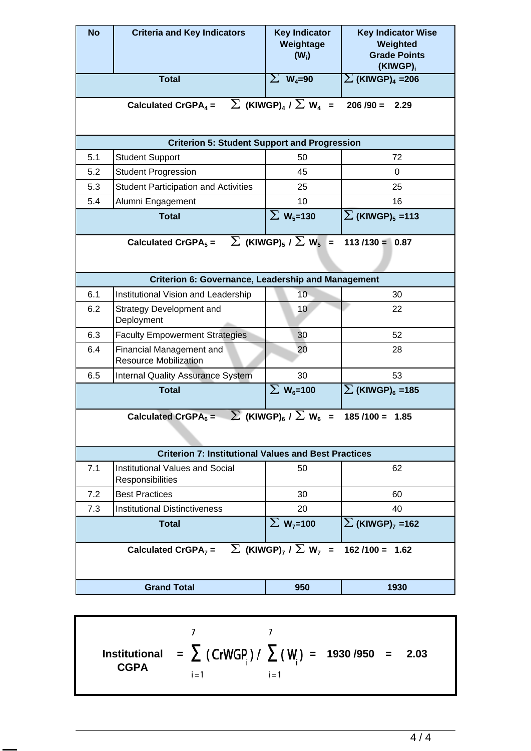| No | Criteria and Key Indicators | Key Indicator Weightage ($W_i$) | Key Indicator Wise Weighted Grade Points $(KIWGP)_i$ |
|---|---|---|---|
| | **Total** | $\sum W_4=90$ | $\sum (KIWGP)_4 = 206$ |
| | **Calculated $CrGPA_4$ = $\sum (KIWGP)_4 / \sum W_4$ = 206 /90 = 2.29** | | |
| | **Criterion 5: Student Support and Progression** | | |
| 5.1 | Student Support | 50 | 72 |
| 5.2 | Student Progression | 45 | 0 |
| 5.3 | Student Participation and Activities | 25 | 25 |
| 5.4 | Alumni Engagement | 10 | 16 |
| | **Total** | $\sum W_5=130$ | $\sum (KIWGP)_5 = 113$ |
| | **Calculated $CrGPA_5$ = $\sum (KIWGP)_5 / \sum W_5$ = 113 /130 = 0.87** | | |
| | **Criterion 6: Governance, Leadership and Management** | | |
| 6.1 | Institutional Vision and Leadership | 10 | 30 |
| 6.2 | Strategy Development and Deployment | 10 | 22 |
| 6.3 | Faculty Empowerment Strategies | 30 | 52 |
| 6.4 | Financial Management and Resource Mobilization | 20 | 28 |
| 6.5 | Internal Quality Assurance System | 30 | 53 |
| | **Total** | $\sum W_6=100$ | $\sum (KIWGP)_6 = 185$ |
| | **Calculated $CrGPA_6$ = $\sum (KIWGP)_6 / \sum W_6$ = 185 /100 = 1.85** | | |
| | **Criterion 7: Institutional Values and Best Practices** | | |
| 7.1 | Institutional Values and Social Responsibilities | 50 | 62 |
| 7.2 | Best Practices | 30 | 60 |
| 7.3 | Institutional Distinctiveness | 20 | 40 |
| | **Total** | $\sum W_7=100$ | $\sum (KIWGP)_7 = 162$ |
| | **Calculated $CrGPA_7$ = $\sum (KIWGP)_7 / \sum W_7$ = 162 /100 = 1.62** | | |
| | **Grand Total** | **950** | **1930** |

**Institutional CGPA** $= \sum_{i=1}^{7} (CrWGP_i) / \sum_{i=1}^{7} (W_i)$ = **1930 /950 = 2.03**